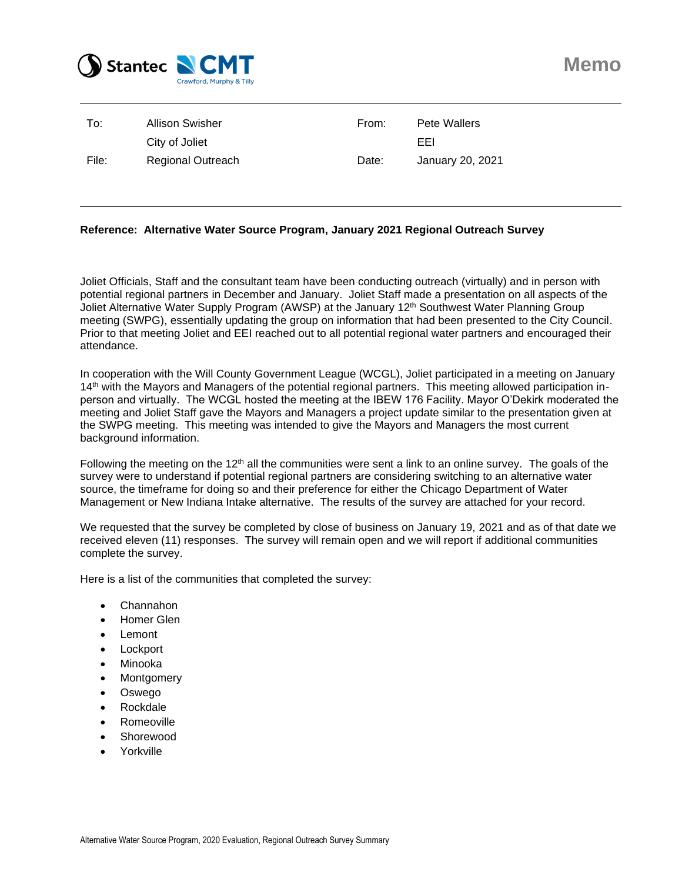# Memo

| To: | Allison Swisher<br>City of Joliet | From: | Pete Wallers<br>EEI |
| --- | --- | --- | --- |
| File: | Regional Outreach | Date: | January 20, 2021 |

**Reference: Alternative Water Source Program, January 2021 Regional Outreach Survey**

Joliet Officials, Staff and the consultant team have been conducting outreach (virtually) and in person with potential regional partners in December and January. Joliet Staff made a presentation on all aspects of the Joliet Alternative Water Supply Program (AWSP) at the January 12th Southwest Water Planning Group meeting (SWPG), essentially updating the group on information that had been presented to the City Council. Prior to that meeting Joliet and EEI reached out to all potential regional water partners and encouraged their attendance.

In cooperation with the Will County Government League (WCGL), Joliet participated in a meeting on January 14th with the Mayors and Managers of the potential regional partners. This meeting allowed participation in-person and virtually. The WCGL hosted the meeting at the IBEW 176 Facility. Mayor O'Dekirk moderated the meeting and Joliet Staff gave the Mayors and Managers a project update similar to the presentation given at the SWPG meeting. This meeting was intended to give the Mayors and Managers the most current background information.

Following the meeting on the 12th all the communities were sent a link to an online survey. The goals of the survey were to understand if potential regional partners are considering switching to an alternative water source, the timeframe for doing so and their preference for either the Chicago Department of Water Management or New Indiana Intake alternative. The results of the survey are attached for your record.

We requested that the survey be completed by close of business on January 19, 2021 and as of that date we received eleven (11) responses. The survey will remain open and we will report if additional communities complete the survey.

Here is a list of the communities that completed the survey:

- Channahon
- Homer Glen
- Lemont
- Lockport
- Minooka
- Montgomery
- Oswego
- Rockdale
- Romeoville
- Shorewood
- Yorkville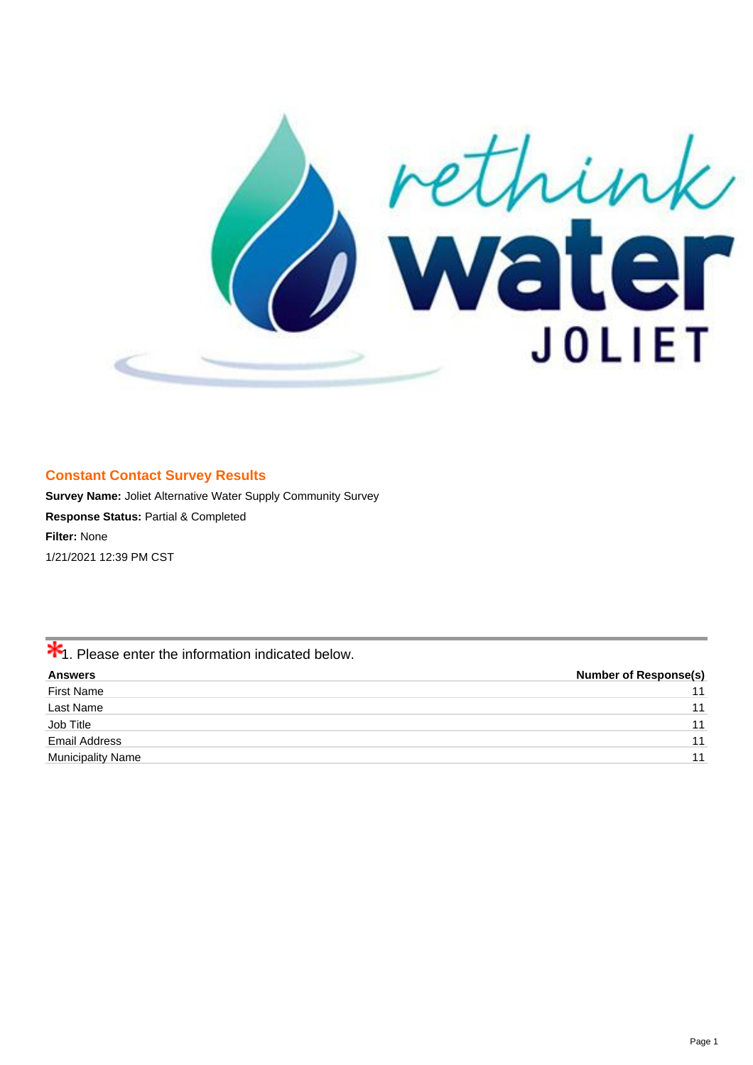## Constant Contact Survey Results

**Survey Name:** Joliet Alternative Water Supply Community Survey

**Response Status:** Partial & Completed

**Filter:** None

1/21/2021 12:39 PM CST

### *1. Please enter the information indicated below.

| Answers | Number of Response(s) |
|---|---|
| First Name | 11 |
| Last Name | 11 |
| Job Title | 11 |
| Email Address | 11 |
| Municipality Name | 11 |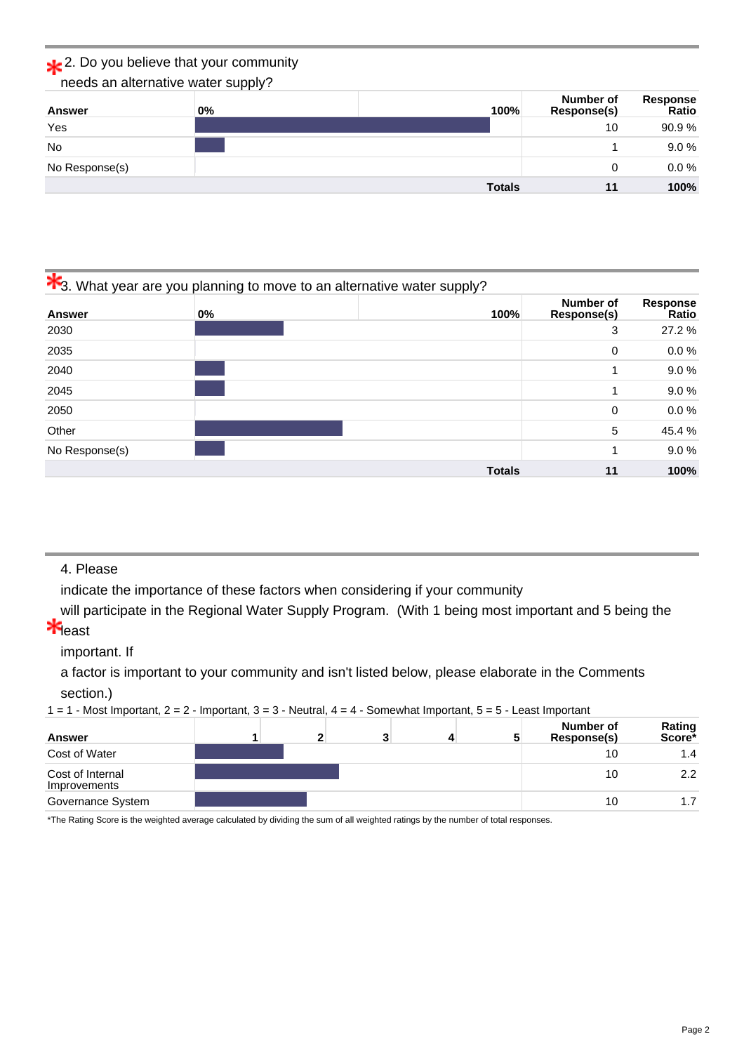## * 2. Do you believe that your community needs an alternative water supply?

| Answer | 0% 100% | Number of Response(s) | Response Ratio |
|---|---|---|---|
| Yes | | 10 | 90.9 % |
| No | | 1 | 9.0 % |
| No Response(s) | | 0 | 0.0 % |
| | Totals | 11 | 100% |

## * 3. What year are you planning to move to an alternative water supply?

| Answer | 0% 100% | Number of Response(s) | Response Ratio |
|---|---|---|---|
| 2030 | | 3 | 27.2 % |
| 2035 | | 0 | 0.0 % |
| 2040 | | 1 | 9.0 % |
| 2045 | | 1 | 9.0 % |
| 2050 | | 0 | 0.0 % |
| Other | | 5 | 45.4 % |
| No Response(s) | | 1 | 9.0 % |
| | Totals | 11 | 100% |

## * 4. Please indicate the importance of these factors when considering if your community will participate in the Regional Water Supply Program. (With 1 being most important and 5 being the least important. If a factor is important to your community and isn't listed below, please elaborate in the Comments section.)

1 = 1 - Most Important, 2 = 2 - Important, 3 = 3 - Neutral, 4 = 4 - Somewhat Important, 5 = 5 - Least Important

| Answer | 1 2 3 4 5 | Number of Response(s) | Rating Score* |
|---|---|---|---|
| Cost of Water | | 10 | 1.4 |
| Cost of Internal Improvements | | 10 | 2.2 |
| Governance System | | 10 | 1.7 |

*The Rating Score is the weighted average calculated by dividing the sum of all weighted ratings by the number of total responses.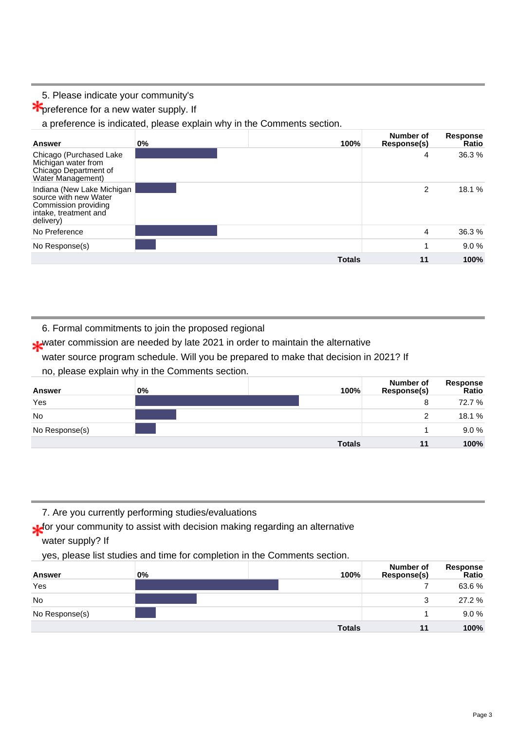5. Please indicate your community's preference for a new water supply. If a preference is indicated, please explain why in the Comments section.

| Answer | 0% | 100% | Number of Response(s) | Response Ratio |
|---|---|---|---|---|
| Chicago (Purchased Lake Michigan water from Chicago Department of Water Management) | | | 4 | 36.3 % |
| Indiana (New Lake Michigan source with new Water Commission providing intake, treatment and delivery) | | | 2 | 18.1 % |
| No Preference | | | 4 | 36.3 % |
| No Response(s) | | | 1 | 9.0 % |
| | | **Totals** | **11** | **100%** |

6. Formal commitments to join the proposed regional water commission are needed by late 2021 in order to maintain the alternative water source program schedule. Will you be prepared to make that decision in 2021? If no, please explain why in the Comments section.

| Answer | 0% | 100% | Number of Response(s) | Response Ratio |
|---|---|---|---|---|
| Yes | | | 8 | 72.7 % |
| No | | | 2 | 18.1 % |
| No Response(s) | | | 1 | 9.0 % |
| | | **Totals** | **11** | **100%** |

7. Are you currently performing studies/evaluations for your community to assist with decision making regarding an alternative water supply? If yes, please list studies and time for completion in the Comments section.

| Answer | 0% | 100% | Number of Response(s) | Response Ratio |
|---|---|---|---|---|
| Yes | | | 7 | 63.6 % |
| No | | | 3 | 27.2 % |
| No Response(s) | | | 1 | 9.0 % |
| | | **Totals** | **11** | **100%** |